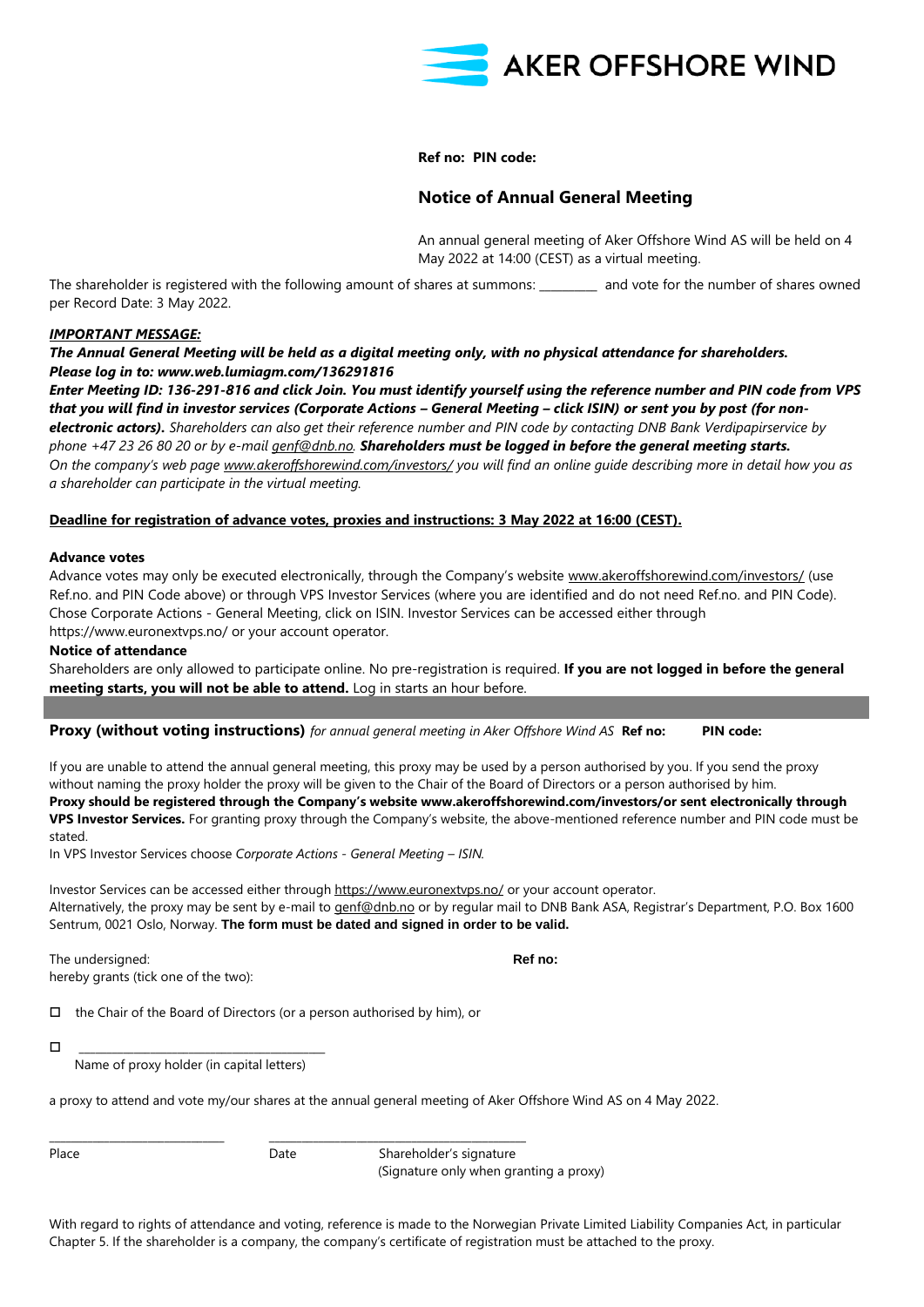AKER OFFSHORE WIND

**Ref no: PIN code:**

## Notice of Annual General Meeting

An annual general meeting of Aker Offshore Wind AS will be held on 4 May 2022 at 14:00 (CEST) as a virtual meeting.

The shareholder is registered with the following amount of shares at summons: _________ and vote for the number of shares owned per Record Date: 3 May 2022.

***IMPORTANT MESSAGE:***

***The Annual General Meeting will be held as a digital meeting only, with no physical attendance for shareholders. Please log in to: www.web.lumiagm.com/136291816***

***Enter Meeting ID: 136-291-816 and click Join. You must identify yourself using the reference number and PIN code from VPS that you will find in investor services (Corporate Actions – General Meeting – click ISIN) or sent you by post (for non-electronic actors).*** *Shareholders can also get their reference number and PIN code by contacting DNB Bank Verdipapirservice by phone +47 23 26 80 20 or by e-mail genf@dnb.no.* ***Shareholders must be logged in before the general meeting starts.*** *On the company's web page www.akeroffshorewind.com/investors/ you will find an online guide describing more in detail how you as a shareholder can participate in the virtual meeting.*

**Deadline for registration of advance votes, proxies and instructions: 3 May 2022 at 16:00 (CEST).**

**Advance votes**

Advance votes may only be executed electronically, through the Company's website www.akeroffshorewind.com/investors/ (use Ref.no. and PIN Code above) or through VPS Investor Services (where you are identified and do not need Ref.no. and PIN Code). Chose Corporate Actions - General Meeting, click on ISIN. Investor Services can be accessed either through https://www.euronextvps.no/ or your account operator.

**Notice of attendance**

Shareholders are only allowed to participate online. No pre-registration is required. **If you are not logged in before the general meeting starts, you will not be able to attend.** Log in starts an hour before.

---

**Proxy (without voting instructions)** *for annual general meeting in Aker Offshore Wind AS* **Ref no: PIN code:**

If you are unable to attend the annual general meeting, this proxy may be used by a person authorised by you. If you send the proxy without naming the proxy holder the proxy will be given to the Chair of the Board of Directors or a person authorised by him.

**Proxy should be registered through the Company's website www.akeroffshorewind.com/investors/or sent electronically through VPS Investor Services.** For granting proxy through the Company's website, the above-mentioned reference number and PIN code must be stated.

In VPS Investor Services choose *Corporate Actions - General Meeting – ISIN.*

Investor Services can be accessed either through https://www.euronextvps.no/ or your account operator.

Alternatively, the proxy may be sent by e-mail to genf@dnb.no or by regular mail to DNB Bank ASA, Registrar's Department, P.O. Box 1600 Sentrum, 0021 Oslo, Norway. **The form must be dated and signed in order to be valid.**

The undersigned: **Ref no:**

hereby grants (tick one of the two):

☐ the Chair of the Board of Directors (or a person authorised by him), or

☐ ________________________________________
Name of proxy holder (in capital letters)

a proxy to attend and vote my/our shares at the annual general meeting of Aker Offshore Wind AS on 4 May 2022.

_____________________________ _________________________________________

Place Date Shareholder's signature
(Signature only when granting a proxy)

With regard to rights of attendance and voting, reference is made to the Norwegian Private Limited Liability Companies Act, in particular Chapter 5. If the shareholder is a company, the company's certificate of registration must be attached to the proxy.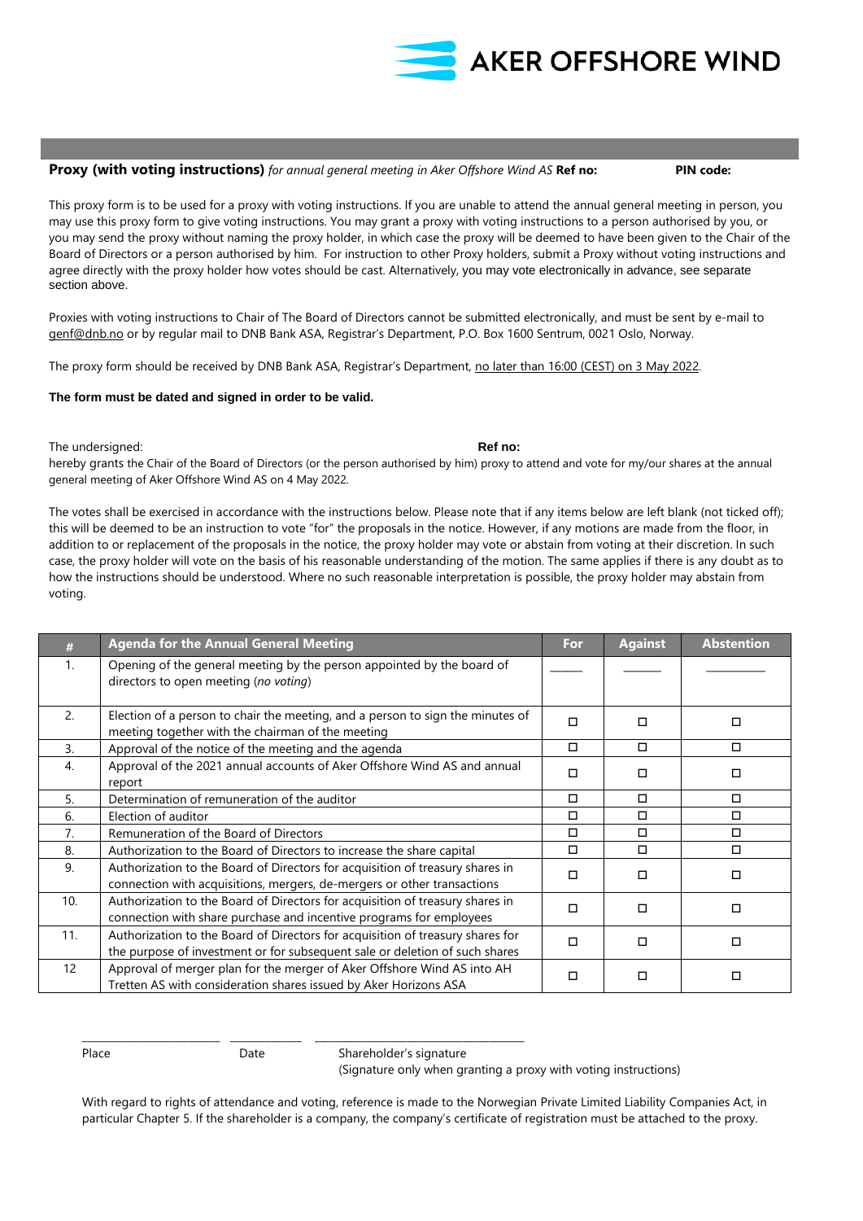AKER OFFSHORE WIND

**Proxy (with voting instructions)** *for annual general meeting in Aker Offshore Wind AS* **Ref no:** **PIN code:**

This proxy form is to be used for a proxy with voting instructions. If you are unable to attend the annual general meeting in person, you may use this proxy form to give voting instructions. You may grant a proxy with voting instructions to a person authorised by you, or you may send the proxy without naming the proxy holder, in which case the proxy will be deemed to have been given to the Chair of the Board of Directors or a person authorised by him. For instruction to other Proxy holders, submit a Proxy without voting instructions and agree directly with the proxy holder how votes should be cast. Alternatively, you may vote electronically in advance, see separate section above.

Proxies with voting instructions to Chair of The Board of Directors cannot be submitted electronically, and must be sent by e-mail to genf@dnb.no or by regular mail to DNB Bank ASA, Registrar's Department, P.O. Box 1600 Sentrum, 0021 Oslo, Norway.

The proxy form should be received by DNB Bank ASA, Registrar's Department, no later than 16:00 (CEST) on 3 May 2022.

**The form must be dated and signed in order to be valid.**

The undersigned: **Ref no:**

hereby grants the Chair of the Board of Directors (or the person authorised by him) proxy to attend and vote for my/our shares at the annual general meeting of Aker Offshore Wind AS on 4 May 2022.

The votes shall be exercised in accordance with the instructions below. Please note that if any items below are left blank (not ticked off); this will be deemed to be an instruction to vote "for" the proposals in the notice. However, if any motions are made from the floor, in addition to or replacement of the proposals in the notice, the proxy holder may vote or abstain from voting at their discretion. In such case, the proxy holder will vote on the basis of his reasonable understanding of the motion. The same applies if there is any doubt as to how the instructions should be understood. Where no such reasonable interpretation is possible, the proxy holder may abstain from voting.

| # | Agenda for the Annual General Meeting | For | Against | Abstention |
|---|---|---|---|---|
| 1. | Opening of the general meeting by the person appointed by the board of directors to open meeting (*no voting*) | ______ | _______ | __________ |
| 2. | Election of a person to chair the meeting, and a person to sign the minutes of meeting together with the chairman of the meeting | ☐ | ☐ | ☐ |
| 3. | Approval of the notice of the meeting and the agenda | ☐ | ☐ | ☐ |
| 4. | Approval of the 2021 annual accounts of Aker Offshore Wind AS and annual report | ☐ | ☐ | ☐ |
| 5. | Determination of remuneration of the auditor | ☐ | ☐ | ☐ |
| 6. | Election of auditor | ☐ | ☐ | ☐ |
| 7. | Remuneration of the Board of Directors | ☐ | ☐ | ☐ |
| 8. | Authorization to the Board of Directors to increase the share capital | ☐ | ☐ | ☐ |
| 9. | Authorization to the Board of Directors for acquisition of treasury shares in connection with acquisitions, mergers, de-mergers or other transactions | ☐ | ☐ | ☐ |
| 10. | Authorization to the Board of Directors for acquisition of treasury shares in connection with share purchase and incentive programs for employees | ☐ | ☐ | ☐ |
| 11. | Authorization to the Board of Directors for acquisition of treasury shares for the purpose of investment or for subsequent sale or deletion of such shares | ☐ | ☐ | ☐ |
| 12 | Approval of merger plan for the merger of Aker Offshore Wind AS into AH Tretten AS with consideration shares issued by Aker Horizons ASA | ☐ | ☐ | ☐ |

\_\_\_\_\_\_\_\_\_\_\_\_\_\_\_\_\_\_\_\_\_\_\_\_ \_\_\_\_\_\_\_\_\_\_\_\_ \_\_\_\_\_\_\_\_\_\_\_\_\_\_\_\_\_\_\_\_\_\_\_\_\_\_\_\_\_\_\_\_\_\_\_\_

Place Date Shareholder's signature
(Signature only when granting a proxy with voting instructions)

With regard to rights of attendance and voting, reference is made to the Norwegian Private Limited Liability Companies Act, in particular Chapter 5. If the shareholder is a company, the company's certificate of registration must be attached to the proxy.